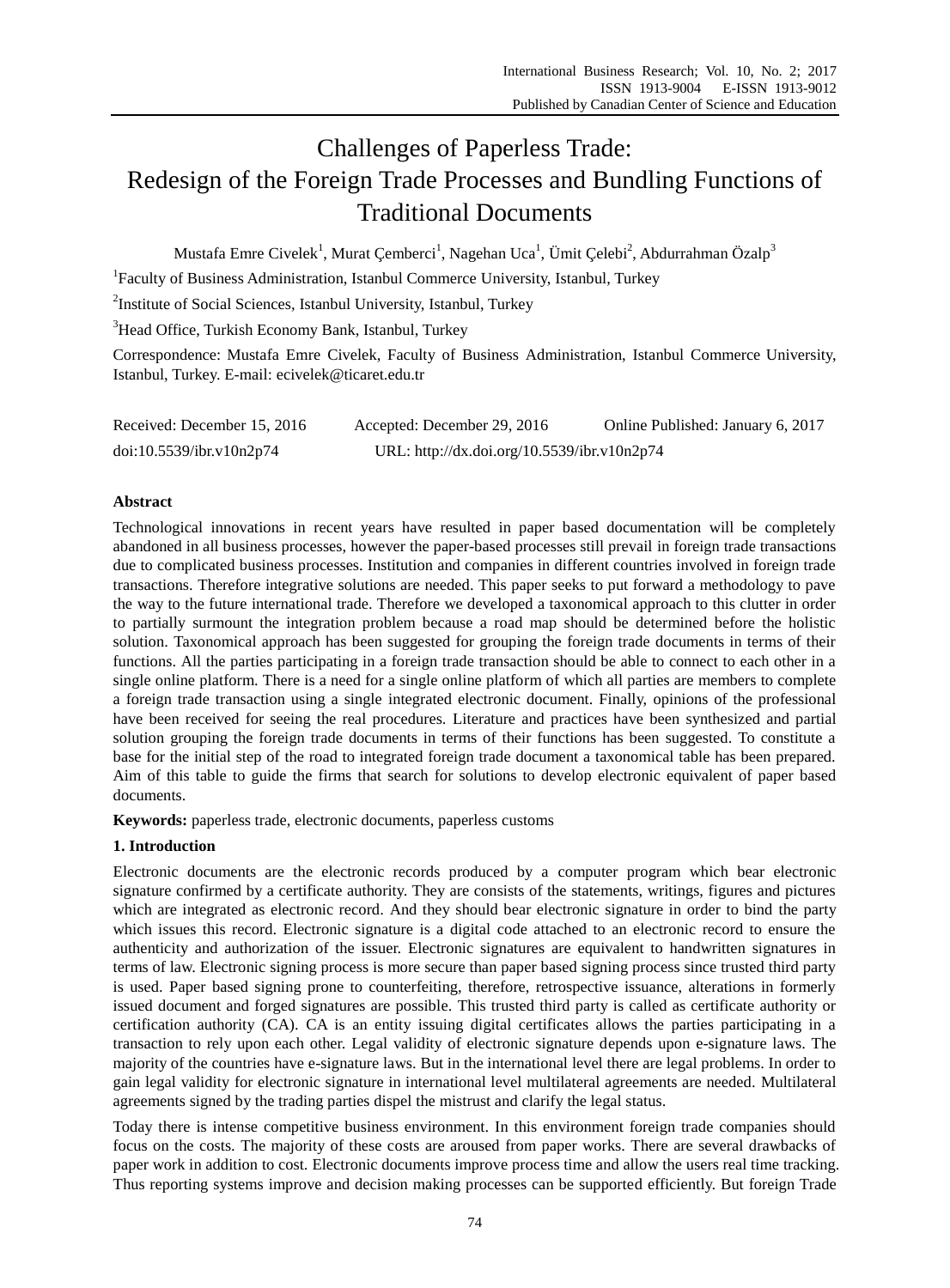# Challenges of Paperless Trade: Redesign of the Foreign Trade Processes and Bundling Functions of Traditional Documents

Mustafa Emre Civelek[1], Murat Çemberci[1], Nagehan Uca[1], Ümit Çelebi[2], Abdurrahman Özalp[3]

[1]Faculty of Business Administration, Istanbul Commerce University, Istanbul, Turkey

[2]Institute of Social Sciences, Istanbul University, Istanbul, Turkey

[3]Head Office, Turkish Economy Bank, Istanbul, Turkey

Correspondence: Mustafa Emre Civelek, Faculty of Business Administration, Istanbul Commerce University, Istanbul, Turkey. E-mail: ecivelek@ticaret.edu.tr

Received: December 15, 2016 Accepted: December 29, 2016 Online Published: January 6, 2017

doi:10.5539/ibr.v10n2p74 URL: http://dx.doi.org/10.5539/ibr.v10n2p74

**Abstract**

Technological innovations in recent years have resulted in paper based documentation will be completely abandoned in all business processes, however the paper-based processes still prevail in foreign trade transactions due to complicated business processes. Institution and companies in different countries involved in foreign trade transactions. Therefore integrative solutions are needed. This paper seeks to put forward a methodology to pave the way to the future international trade. Therefore we developed a taxonomical approach to this clutter in order to partially surmount the integration problem because a road map should be determined before the holistic solution. Taxonomical approach has been suggested for grouping the foreign trade documents in terms of their functions. All the parties participating in a foreign trade transaction should be able to connect to each other in a single online platform. There is a need for a single online platform of which all parties are members to complete a foreign trade transaction using a single integrated electronic document. Finally, opinions of the professional have been received for seeing the real procedures. Literature and practices have been synthesized and partial solution grouping the foreign trade documents in terms of their functions has been suggested. To constitute a base for the initial step of the road to integrated foreign trade document a taxonomical table has been prepared. Aim of this table to guide the firms that search for solutions to develop electronic equivalent of paper based documents.

**Keywords:** paperless trade, electronic documents, paperless customs

## 1. Introduction

Electronic documents are the electronic records produced by a computer program which bear electronic signature confirmed by a certificate authority. They are consists of the statements, writings, figures and pictures which are integrated as electronic record. And they should bear electronic signature in order to bind the party which issues this record. Electronic signature is a digital code attached to an electronic record to ensure the authenticity and authorization of the issuer. Electronic signatures are equivalent to handwritten signatures in terms of law. Electronic signing process is more secure than paper based signing process since trusted third party is used. Paper based signing prone to counterfeiting, therefore, retrospective issuance, alterations in formerly issued document and forged signatures are possible. This trusted third party is called as certificate authority or certification authority (CA). CA is an entity issuing digital certificates allows the parties participating in a transaction to rely upon each other. Legal validity of electronic signature depends upon e-signature laws. The majority of the countries have e-signature laws. But in the international level there are legal problems. In order to gain legal validity for electronic signature in international level multilateral agreements are needed. Multilateral agreements signed by the trading parties dispel the mistrust and clarify the legal status.

Today there is intense competitive business environment. In this environment foreign trade companies should focus on the costs. The majority of these costs are aroused from paper works. There are several drawbacks of paper work in addition to cost. Electronic documents improve process time and allow the users real time tracking. Thus reporting systems improve and decision making processes can be supported efficiently. But foreign Trade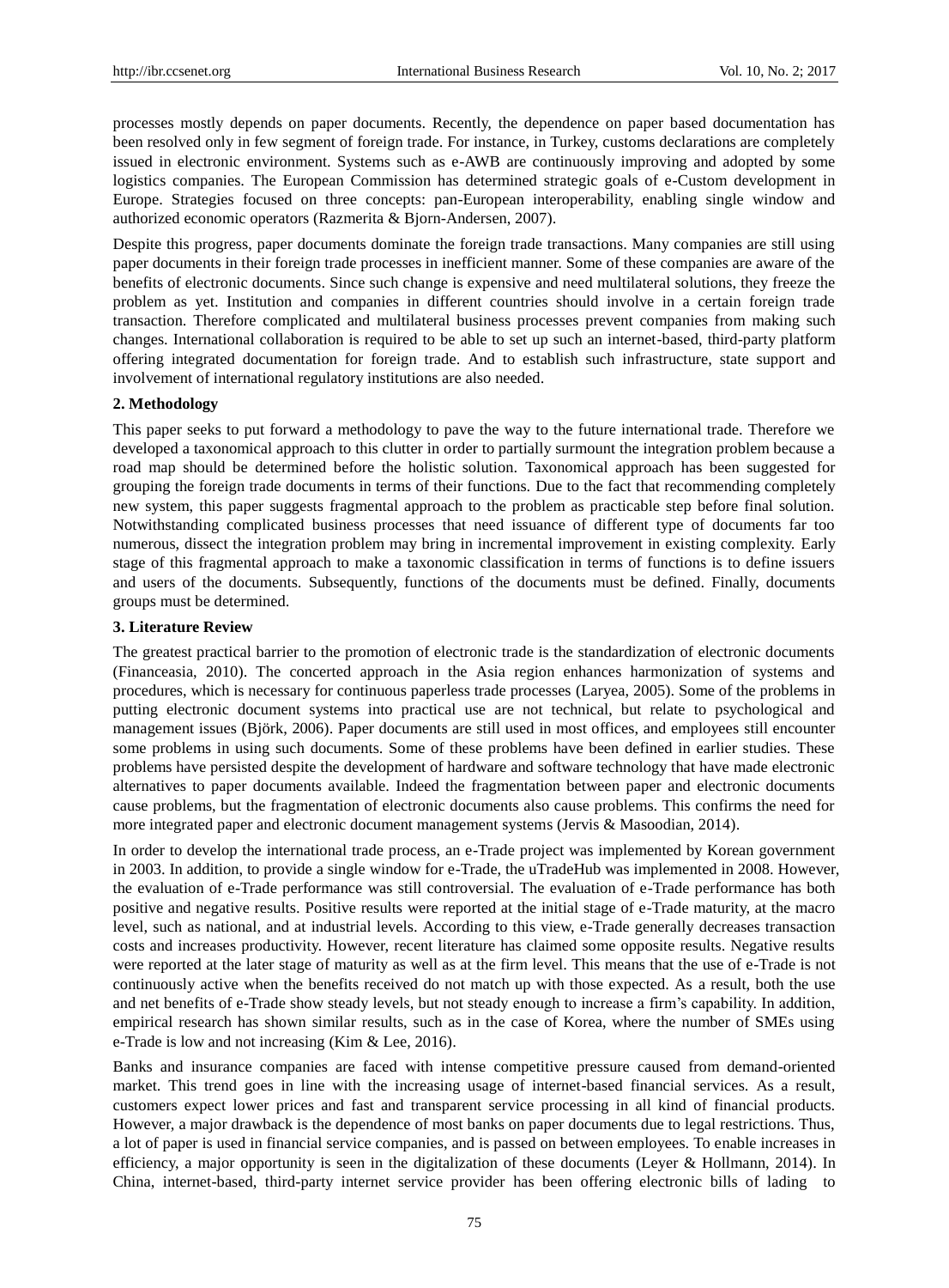processes mostly depends on paper documents. Recently, the dependence on paper based documentation has been resolved only in few segment of foreign trade. For instance, in Turkey, customs declarations are completely issued in electronic environment. Systems such as e-AWB are continuously improving and adopted by some logistics companies. The European Commission has determined strategic goals of e-Custom development in Europe. Strategies focused on three concepts: pan-European interoperability, enabling single window and authorized economic operators (Razmerita & Bjorn-Andersen, 2007).

Despite this progress, paper documents dominate the foreign trade transactions. Many companies are still using paper documents in their foreign trade processes in inefficient manner. Some of these companies are aware of the benefits of electronic documents. Since such change is expensive and need multilateral solutions, they freeze the problem as yet. Institution and companies in different countries should involve in a certain foreign trade transaction. Therefore complicated and multilateral business processes prevent companies from making such changes. International collaboration is required to be able to set up such an internet-based, third-party platform offering integrated documentation for foreign trade. And to establish such infrastructure, state support and involvement of international regulatory institutions are also needed.

## 2. Methodology

This paper seeks to put forward a methodology to pave the way to the future international trade. Therefore we developed a taxonomical approach to this clutter in order to partially surmount the integration problem because a road map should be determined before the holistic solution. Taxonomical approach has been suggested for grouping the foreign trade documents in terms of their functions. Due to the fact that recommending completely new system, this paper suggests fragmental approach to the problem as practicable step before final solution. Notwithstanding complicated business processes that need issuance of different type of documents far too numerous, dissect the integration problem may bring in incremental improvement in existing complexity. Early stage of this fragmental approach to make a taxonomic classification in terms of functions is to define issuers and users of the documents. Subsequently, functions of the documents must be defined. Finally, documents groups must be determined.

## 3. Literature Review

The greatest practical barrier to the promotion of electronic trade is the standardization of electronic documents (Financeasia, 2010). The concerted approach in the Asia region enhances harmonization of systems and procedures, which is necessary for continuous paperless trade processes (Laryea, 2005). Some of the problems in putting electronic document systems into practical use are not technical, but relate to psychological and management issues (Björk, 2006). Paper documents are still used in most offices, and employees still encounter some problems in using such documents. Some of these problems have been defined in earlier studies. These problems have persisted despite the development of hardware and software technology that have made electronic alternatives to paper documents available. Indeed the fragmentation between paper and electronic documents cause problems, but the fragmentation of electronic documents also cause problems. This confirms the need for more integrated paper and electronic document management systems (Jervis & Masoodian, 2014).

In order to develop the international trade process, an e-Trade project was implemented by Korean government in 2003. In addition, to provide a single window for e-Trade, the uTradeHub was implemented in 2008. However, the evaluation of e-Trade performance was still controversial. The evaluation of e-Trade performance has both positive and negative results. Positive results were reported at the initial stage of e-Trade maturity, at the macro level, such as national, and at industrial levels. According to this view, e-Trade generally decreases transaction costs and increases productivity. However, recent literature has claimed some opposite results. Negative results were reported at the later stage of maturity as well as at the firm level. This means that the use of e-Trade is not continuously active when the benefits received do not match up with those expected. As a result, both the use and net benefits of e-Trade show steady levels, but not steady enough to increase a firm's capability. In addition, empirical research has shown similar results, such as in the case of Korea, where the number of SMEs using e-Trade is low and not increasing (Kim & Lee, 2016).

Banks and insurance companies are faced with intense competitive pressure caused from demand-oriented market. This trend goes in line with the increasing usage of internet-based financial services. As a result, customers expect lower prices and fast and transparent service processing in all kind of financial products. However, a major drawback is the dependence of most banks on paper documents due to legal restrictions. Thus, a lot of paper is used in financial service companies, and is passed on between employees. To enable increases in efficiency, a major opportunity is seen in the digitalization of these documents (Leyer & Hollmann, 2014). In China, internet-based, third-party internet service provider has been offering electronic bills of lading to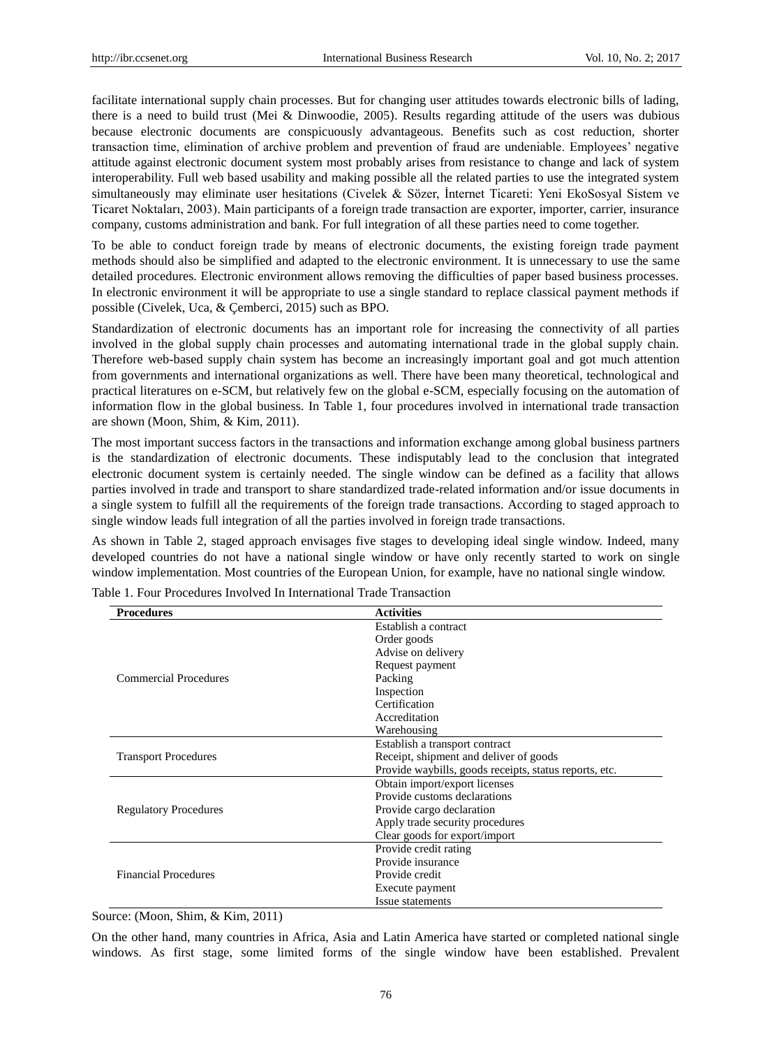facilitate international supply chain processes. But for changing user attitudes towards electronic bills of lading, there is a need to build trust (Mei & Dinwoodie, 2005). Results regarding attitude of the users was dubious because electronic documents are conspicuously advantageous. Benefits such as cost reduction, shorter transaction time, elimination of archive problem and prevention of fraud are undeniable. Employees' negative attitude against electronic document system most probably arises from resistance to change and lack of system interoperability. Full web based usability and making possible all the related parties to use the integrated system simultaneously may eliminate user hesitations (Civelek & Sözer, İnternet Ticareti: Yeni EkoSosyal Sistem ve Ticaret Noktaları, 2003). Main participants of a foreign trade transaction are exporter, importer, carrier, insurance company, customs administration and bank. For full integration of all these parties need to come together.

To be able to conduct foreign trade by means of electronic documents, the existing foreign trade payment methods should also be simplified and adapted to the electronic environment. It is unnecessary to use the same detailed procedures. Electronic environment allows removing the difficulties of paper based business processes. In electronic environment it will be appropriate to use a single standard to replace classical payment methods if possible (Civelek, Uca, & Çemberci, 2015) such as BPO.

Standardization of electronic documents has an important role for increasing the connectivity of all parties involved in the global supply chain processes and automating international trade in the global supply chain. Therefore web-based supply chain system has become an increasingly important goal and got much attention from governments and international organizations as well. There have been many theoretical, technological and practical literatures on e-SCM, but relatively few on the global e-SCM, especially focusing on the automation of information flow in the global business. In Table 1, four procedures involved in international trade transaction are shown (Moon, Shim, & Kim, 2011).

The most important success factors in the transactions and information exchange among global business partners is the standardization of electronic documents. These indisputably lead to the conclusion that integrated electronic document system is certainly needed. The single window can be defined as a facility that allows parties involved in trade and transport to share standardized trade-related information and/or issue documents in a single system to fulfill all the requirements of the foreign trade transactions. According to staged approach to single window leads full integration of all the parties involved in foreign trade transactions.

As shown in Table 2, staged approach envisages five stages to developing ideal single window. Indeed, many developed countries do not have a national single window or have only recently started to work on single window implementation. Most countries of the European Union, for example, have no national single window.

Table 1. Four Procedures Involved In International Trade Transaction

| Procedures | Activities |
|---|---|
| Commercial Procedures | Establish a contract<br>Order goods<br>Advise on delivery<br>Request payment<br>Packing<br>Inspection<br>Certification<br>Accreditation<br>Warehousing |
| Transport Procedures | Establish a transport contract<br>Receipt, shipment and deliver of goods<br>Provide waybills, goods receipts, status reports, etc. |
| Regulatory Procedures | Obtain import/export licenses<br>Provide customs declarations<br>Provide cargo declaration<br>Apply trade security procedures<br>Clear goods for export/import |
| Financial Procedures | Provide credit rating<br>Provide insurance<br>Provide credit<br>Execute payment<br>Issue statements |

Source: (Moon, Shim, & Kim, 2011)

On the other hand, many countries in Africa, Asia and Latin America have started or completed national single windows. As first stage, some limited forms of the single window have been established. Prevalent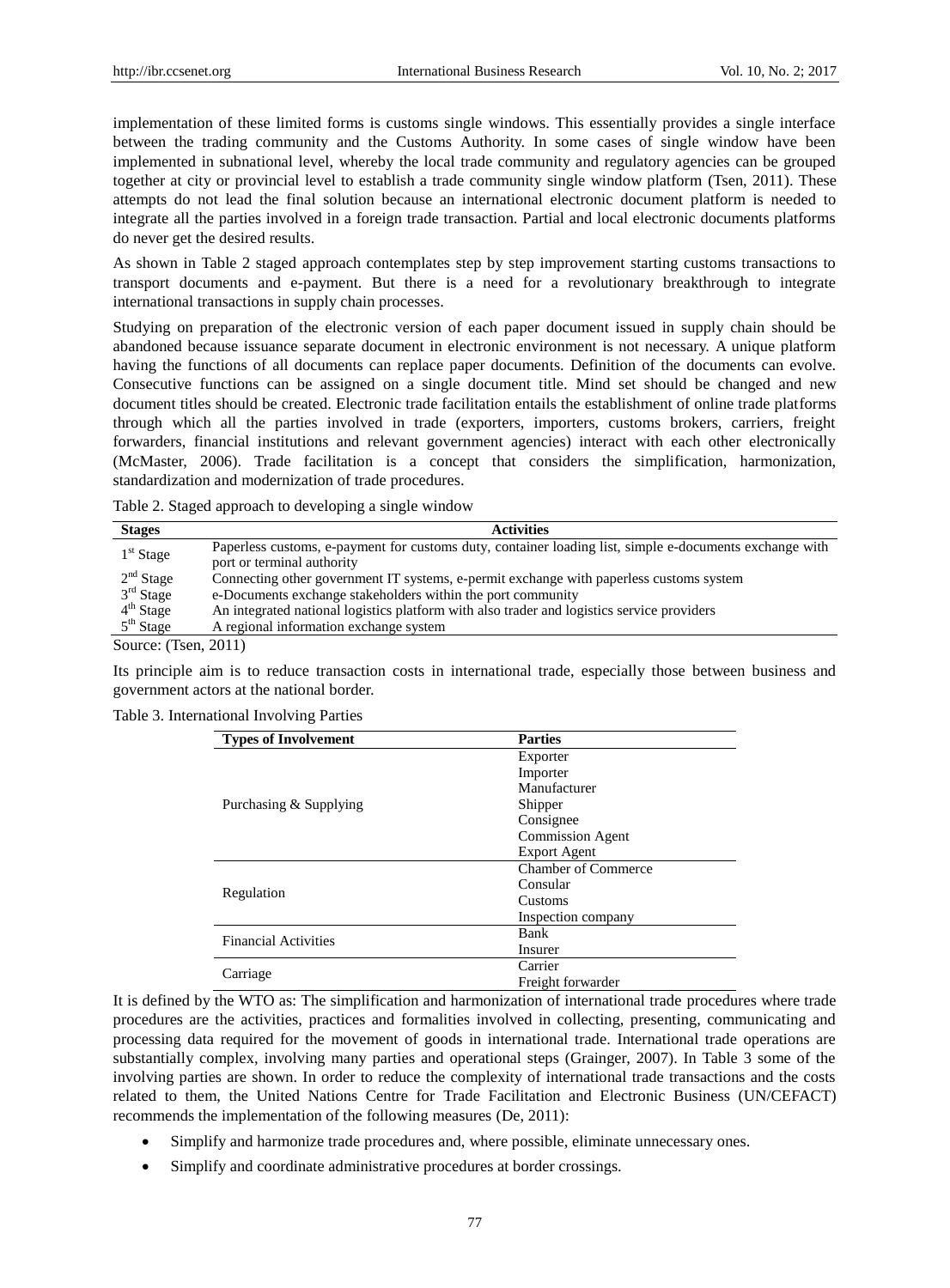implementation of these limited forms is customs single windows. This essentially provides a single interface between the trading community and the Customs Authority. In some cases of single window have been implemented in subnational level, whereby the local trade community and regulatory agencies can be grouped together at city or provincial level to establish a trade community single window platform (Tsen, 2011). These attempts do not lead the final solution because an international electronic document platform is needed to integrate all the parties involved in a foreign trade transaction. Partial and local electronic documents platforms do never get the desired results.

As shown in Table 2 staged approach contemplates step by step improvement starting customs transactions to transport documents and e-payment. But there is a need for a revolutionary breakthrough to integrate international transactions in supply chain processes.

Studying on preparation of the electronic version of each paper document issued in supply chain should be abandoned because issuance separate document in electronic environment is not necessary. A unique platform having the functions of all documents can replace paper documents. Definition of the documents can evolve. Consecutive functions can be assigned on a single document title. Mind set should be changed and new document titles should be created. Electronic trade facilitation entails the establishment of online trade platforms through which all the parties involved in trade (exporters, importers, customs brokers, carriers, freight forwarders, financial institutions and relevant government agencies) interact with each other electronically (McMaster, 2006). Trade facilitation is a concept that considers the simplification, harmonization, standardization and modernization of trade procedures.

Table 2. Staged approach to developing a single window

| Stages | Activities |
| --- | --- |
| 1st Stage | Paperless customs, e-payment for customs duty, container loading list, simple e-documents exchange with port or terminal authority |
| 2nd Stage | Connecting other government IT systems, e-permit exchange with paperless customs system |
| 3rd Stage | e-Documents exchange stakeholders within the port community |
| 4th Stage | An integrated national logistics platform with also trader and logistics service providers |
| 5th Stage | A regional information exchange system |

Source: (Tsen, 2011)

Its principle aim is to reduce transaction costs in international trade, especially those between business and government actors at the national border.

Table 3. International Involving Parties

| Types of Involvement | Parties |
| --- | --- |
| Purchasing & Supplying | Exporter |
| | Importer |
| | Manufacturer |
| | Shipper |
| | Consignee |
| | Commission Agent |
| | Export Agent |
| Regulation | Chamber of Commerce |
| | Consular |
| | Customs |
| | Inspection company |
| Financial Activities | Bank |
| | Insurer |
| Carriage | Carrier |
| | Freight forwarder |

It is defined by the WTO as: The simplification and harmonization of international trade procedures where trade procedures are the activities, practices and formalities involved in collecting, presenting, communicating and processing data required for the movement of goods in international trade. International trade operations are substantially complex, involving many parties and operational steps (Grainger, 2007). In Table 3 some of the involving parties are shown. In order to reduce the complexity of international trade transactions and the costs related to them, the United Nations Centre for Trade Facilitation and Electronic Business (UN/CEFACT) recommends the implementation of the following measures (De, 2011):

- Simplify and harmonize trade procedures and, where possible, eliminate unnecessary ones.
- Simplify and coordinate administrative procedures at border crossings.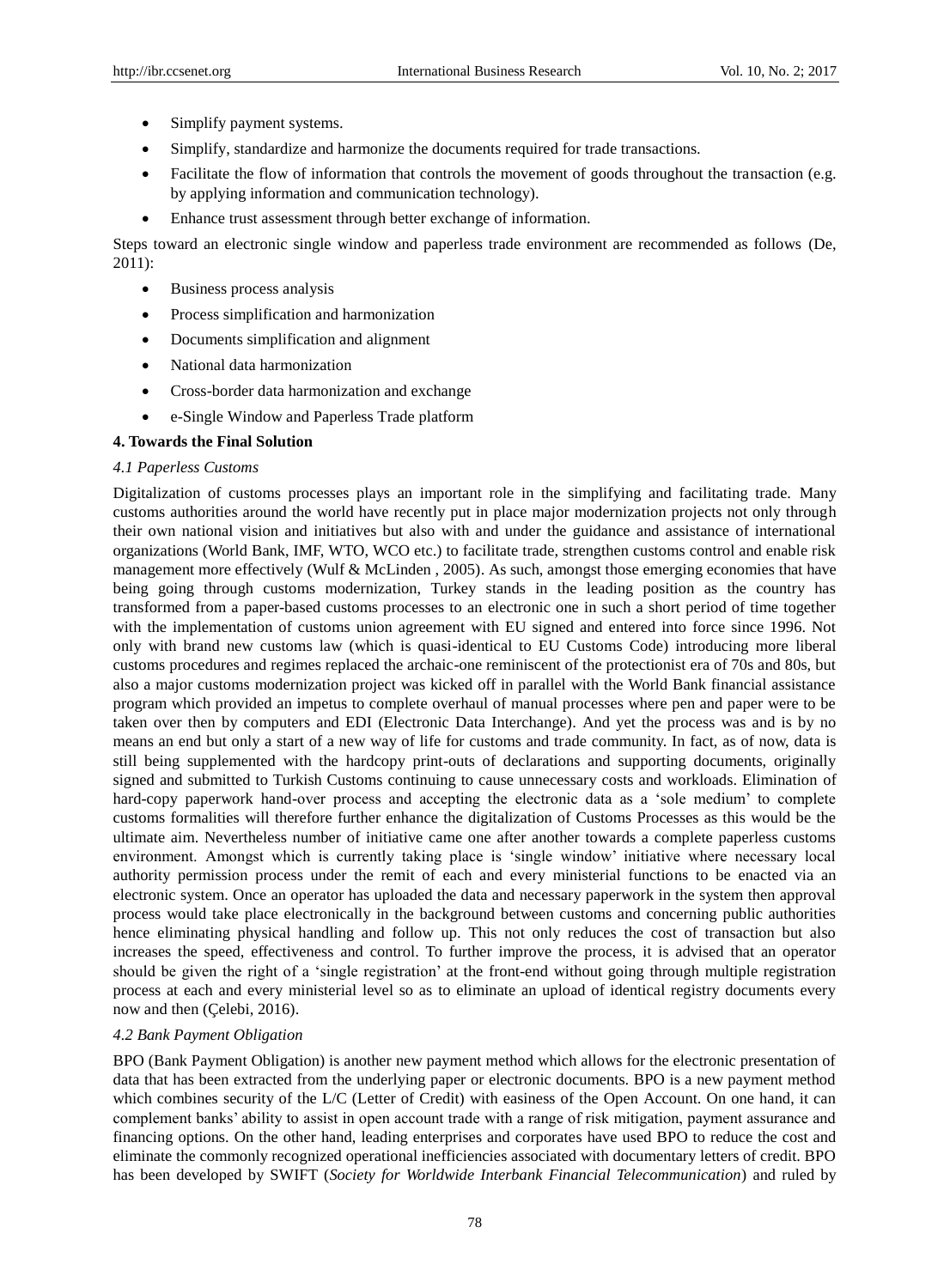- Simplify payment systems.
- Simplify, standardize and harmonize the documents required for trade transactions.
- Facilitate the flow of information that controls the movement of goods throughout the transaction (e.g. by applying information and communication technology).
- Enhance trust assessment through better exchange of information.

Steps toward an electronic single window and paperless trade environment are recommended as follows (De, 2011):

- Business process analysis
- Process simplification and harmonization
- Documents simplification and alignment
- National data harmonization
- Cross-border data harmonization and exchange
- e-Single Window and Paperless Trade platform

## 4. Towards the Final Solution

### *4.1 Paperless Customs*

Digitalization of customs processes plays an important role in the simplifying and facilitating trade. Many customs authorities around the world have recently put in place major modernization projects not only through their own national vision and initiatives but also with and under the guidance and assistance of international organizations (World Bank, IMF, WTO, WCO etc.) to facilitate trade, strengthen customs control and enable risk management more effectively (Wulf & McLinden , 2005). As such, amongst those emerging economies that have being going through customs modernization, Turkey stands in the leading position as the country has transformed from a paper-based customs processes to an electronic one in such a short period of time together with the implementation of customs union agreement with EU signed and entered into force since 1996. Not only with brand new customs law (which is quasi-identical to EU Customs Code) introducing more liberal customs procedures and regimes replaced the archaic-one reminiscent of the protectionist era of 70s and 80s, but also a major customs modernization project was kicked off in parallel with the World Bank financial assistance program which provided an impetus to complete overhaul of manual processes where pen and paper were to be taken over then by computers and EDI (Electronic Data Interchange). And yet the process was and is by no means an end but only a start of a new way of life for customs and trade community. In fact, as of now, data is still being supplemented with the hardcopy print-outs of declarations and supporting documents, originally signed and submitted to Turkish Customs continuing to cause unnecessary costs and workloads. Elimination of hard-copy paperwork hand-over process and accepting the electronic data as a 'sole medium' to complete customs formalities will therefore further enhance the digitalization of Customs Processes as this would be the ultimate aim. Nevertheless number of initiative came one after another towards a complete paperless customs environment. Amongst which is currently taking place is 'single window' initiative where necessary local authority permission process under the remit of each and every ministerial functions to be enacted via an electronic system. Once an operator has uploaded the data and necessary paperwork in the system then approval process would take place electronically in the background between customs and concerning public authorities hence eliminating physical handling and follow up. This not only reduces the cost of transaction but also increases the speed, effectiveness and control. To further improve the process, it is advised that an operator should be given the right of a 'single registration' at the front-end without going through multiple registration process at each and every ministerial level so as to eliminate an upload of identical registry documents every now and then (Çelebi, 2016).

### *4.2 Bank Payment Obligation*

BPO (Bank Payment Obligation) is another new payment method which allows for the electronic presentation of data that has been extracted from the underlying paper or electronic documents. BPO is a new payment method which combines security of the L/C (Letter of Credit) with easiness of the Open Account. On one hand, it can complement banks' ability to assist in open account trade with a range of risk mitigation, payment assurance and financing options. On the other hand, leading enterprises and corporates have used BPO to reduce the cost and eliminate the commonly recognized operational inefficiencies associated with documentary letters of credit. BPO has been developed by SWIFT (*Society for Worldwide Interbank Financial Telecommunication*) and ruled by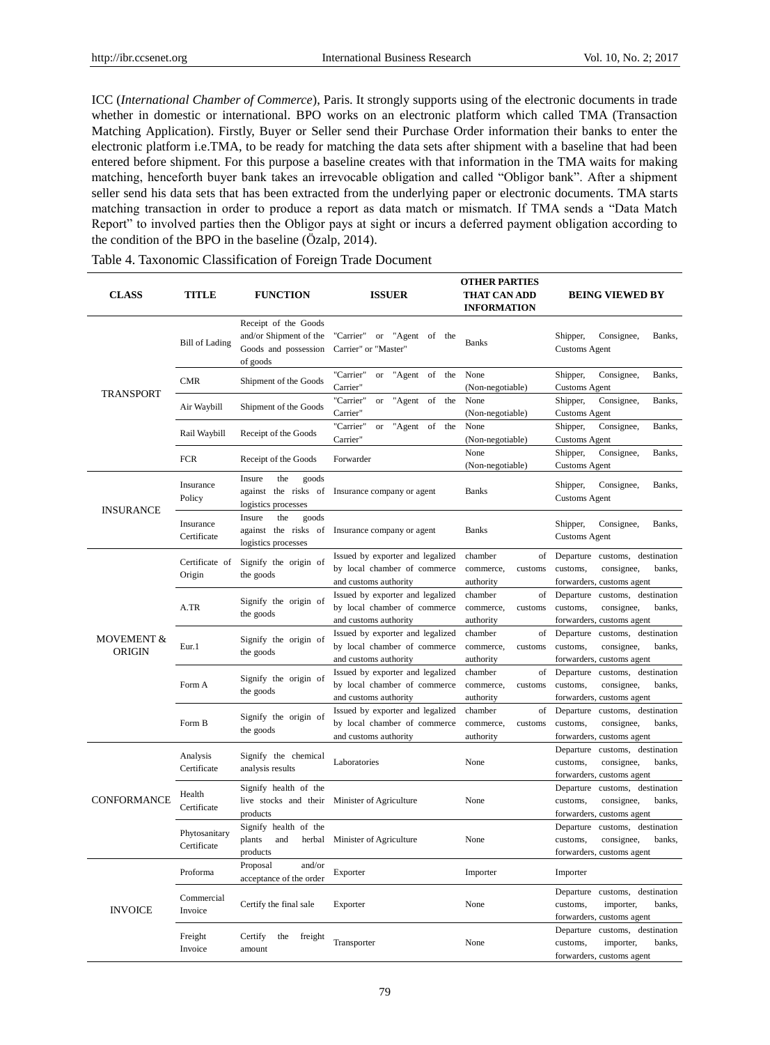ICC (*International Chamber of Commerce*), Paris. It strongly supports using of the electronic documents in trade whether in domestic or international. BPO works on an electronic platform which called TMA (Transaction Matching Application). Firstly, Buyer or Seller send their Purchase Order information their banks to enter the electronic platform i.e.TMA, to be ready for matching the data sets after shipment with a baseline that had been entered before shipment. For this purpose a baseline creates with that information in the TMA waits for making matching, henceforth buyer bank takes an irrevocable obligation and called "Obligor bank". After a shipment seller send his data sets that has been extracted from the underlying paper or electronic documents. TMA starts matching transaction in order to produce a report as data match or mismatch. If TMA sends a "Data Match Report" to involved parties then the Obligor pays at sight or incurs a deferred payment obligation according to the condition of the BPO in the baseline (Özalp, 2014).

Table 4. Taxonomic Classification of Foreign Trade Document

| CLASS | TITLE | FUNCTION | ISSUER | OTHER PARTIES THAT CAN ADD INFORMATION | BEING VIEWED BY |
|---|---|---|---|---|---|
| TRANSPORT | Bill of Lading | Receipt of the Goods and/or Shipment of the Goods and possession of goods | "Carrier" or "Agent of the Carrier" or "Master" | Banks | Shipper, Consignee, Banks, Customs Agent |
| | CMR | Shipment of the Goods | "Carrier" or "Agent of the Carrier" | None (Non-negotiable) | Shipper, Consignee, Banks, Customs Agent |
| | Air Waybill | Shipment of the Goods | "Carrier" or "Agent of the Carrier" | None (Non-negotiable) | Shipper, Consignee, Banks, Customs Agent |
| | Rail Waybill | Receipt of the Goods | "Carrier" or "Agent of the Carrier" | None (Non-negotiable) | Shipper, Consignee, Banks, Customs Agent |
| | FCR | Receipt of the Goods | Forwarder | None (Non-negotiable) | Shipper, Consignee, Banks, Customs Agent |
| INSURANCE | Insurance Policy | Insure the goods against the risks of logistics processes | Insurance company or agent | Banks | Shipper, Consignee, Banks, Customs Agent |
| | Insurance Certificate | Insure the goods against the risks of logistics processes | Insurance company or agent | Banks | Shipper, Consignee, Banks, Customs Agent |
| MOVEMENT & ORIGIN | Certificate of Origin | Signify the origin of the goods | Issued by exporter and legalized by local chamber of commerce and customs authority | chamber of commerce, customs authority | Departure customs, destination customs, consignee, banks, forwarders, customs agent |
| | A.TR | Signify the origin of the goods | Issued by exporter and legalized by local chamber of commerce and customs authority | chamber of commerce, customs authority | Departure customs, destination customs, consignee, banks, forwarders, customs agent |
| | Eur.1 | Signify the origin of the goods | Issued by exporter and legalized by local chamber of commerce and customs authority | chamber of commerce, customs authority | Departure customs, destination customs, consignee, banks, forwarders, customs agent |
| | Form A | Signify the origin of the goods | Issued by exporter and legalized by local chamber of commerce and customs authority | chamber of commerce, customs authority | Departure customs, destination customs, consignee, banks, forwarders, customs agent |
| | Form B | Signify the origin of the goods | Issued by exporter and legalized by local chamber of commerce and customs authority | chamber of commerce, customs authority | Departure customs, destination customs, consignee, banks, forwarders, customs agent |
| CONFORMANCE | Analysis Certificate | Signify the chemical analysis results | Laboratories | None | Departure customs, destination customs, consignee, banks, forwarders, customs agent |
| | Health Certificate | Signify health of the live stocks and their products | Minister of Agriculture | None | Departure customs, destination customs, consignee, banks, forwarders, customs agent |
| | Phytosanitary Certificate | Signify health of the plants and herbal products | Minister of Agriculture | None | Departure customs, destination customs, consignee, banks, forwarders, customs agent |
| INVOICE | Proforma | Proposal and/or acceptance of the order | Exporter | Importer | Importer |
| | Commercial Invoice | Certify the final sale | Exporter | None | Departure customs, destination customs, importer, banks, forwarders, customs agent |
| | Freight Invoice | Certify the freight amount | Transporter | None | Departure customs, destination customs, importer, banks, forwarders, customs agent |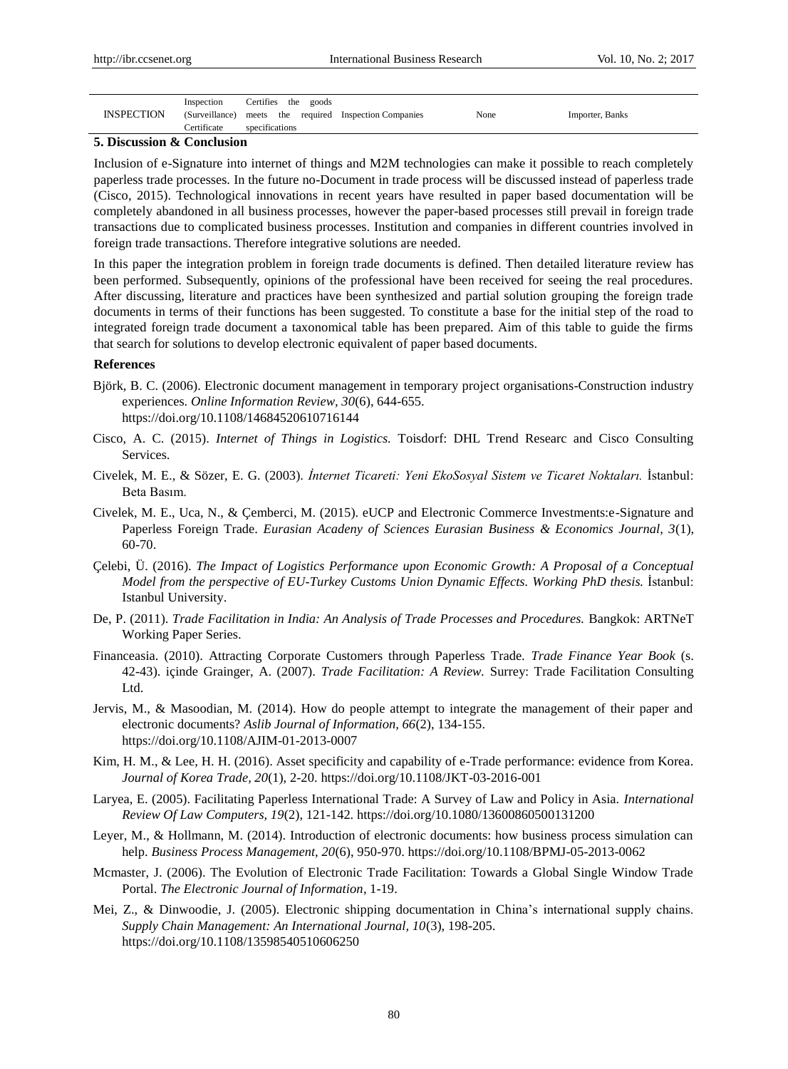| INSPECTION | Inspection (Surveillance) Certificate | Certifies the goods meets the required specifications | Inspection Companies | None | Importer, Banks |
|---|---|---|---|---|---|

**5. Discussion & Conclusion**

Inclusion of e-Signature into internet of things and M2M technologies can make it possible to reach completely paperless trade processes. In the future no-Document in trade process will be discussed instead of paperless trade (Cisco, 2015). Technological innovations in recent years have resulted in paper based documentation will be completely abandoned in all business processes, however the paper-based processes still prevail in foreign trade transactions due to complicated business processes. Institution and companies in different countries involved in foreign trade transactions. Therefore integrative solutions are needed.

In this paper the integration problem in foreign trade documents is defined. Then detailed literature review has been performed. Subsequently, opinions of the professional have been received for seeing the real procedures. After discussing, literature and practices have been synthesized and partial solution grouping the foreign trade documents in terms of their functions has been suggested. To constitute a base for the initial step of the road to integrated foreign trade document a taxonomical table has been prepared. Aim of this table to guide the firms that search for solutions to develop electronic equivalent of paper based documents.

**References**

Björk, B. C. (2006). Electronic document management in temporary project organisations-Construction industry experiences. *Online Information Review, 30*(6), 644-655. https://doi.org/10.1108/14684520610716144

Cisco, A. C. (2015). *Internet of Things in Logistics.* Toisdorf: DHL Trend Researc and Cisco Consulting Services.

Civelek, M. E., & Sözer, E. G. (2003). *İnternet Ticareti: Yeni EkoSosyal Sistem ve Ticaret Noktaları.* İstanbul: Beta Basım.

Civelek, M. E., Uca, N., & Çemberci, M. (2015). eUCP and Electronic Commerce Investments:e-Signature and Paperless Foreign Trade. *Eurasian Acadeny of Sciences Eurasian Business & Economics Journal, 3*(1), 60-70.

Çelebi, Ü. (2016). *The Impact of Logistics Performance upon Economic Growth: A Proposal of a Conceptual Model from the perspective of EU-Turkey Customs Union Dynamic Effects. Working PhD thesis.* İstanbul: Istanbul University.

De, P. (2011). *Trade Facilitation in India: An Analysis of Trade Processes and Procedures.* Bangkok: ARTNeT Working Paper Series.

Financeasia. (2010). Attracting Corporate Customers through Paperless Trade. *Trade Finance Year Book* (s. 42-43). içinde Grainger, A. (2007). *Trade Facilitation: A Review.* Surrey: Trade Facilitation Consulting Ltd.

Jervis, M., & Masoodian, M. (2014). How do people attempt to integrate the management of their paper and electronic documents? *Aslib Journal of Information, 66*(2), 134-155. https://doi.org/10.1108/AJIM-01-2013-0007

Kim, H. M., & Lee, H. H. (2016). Asset specificity and capability of e-Trade performance: evidence from Korea. *Journal of Korea Trade, 20*(1), 2-20. https://doi.org/10.1108/JKT-03-2016-001

Laryea, E. (2005). Facilitating Paperless International Trade: A Survey of Law and Policy in Asia. *International Review Of Law Computers, 19*(2), 121-142. https://doi.org/10.1080/13600860500131200

Leyer, M., & Hollmann, M. (2014). Introduction of electronic documents: how business process simulation can help. *Business Process Management, 20*(6), 950-970. https://doi.org/10.1108/BPMJ-05-2013-0062

Mcmaster, J. (2006). The Evolution of Electronic Trade Facilitation: Towards a Global Single Window Trade Portal. *The Electronic Journal of Information*, 1-19.

Mei, Z., & Dinwoodie, J. (2005). Electronic shipping documentation in China's international supply chains. *Supply Chain Management: An International Journal, 10*(3), 198-205. https://doi.org/10.1108/13598540510606250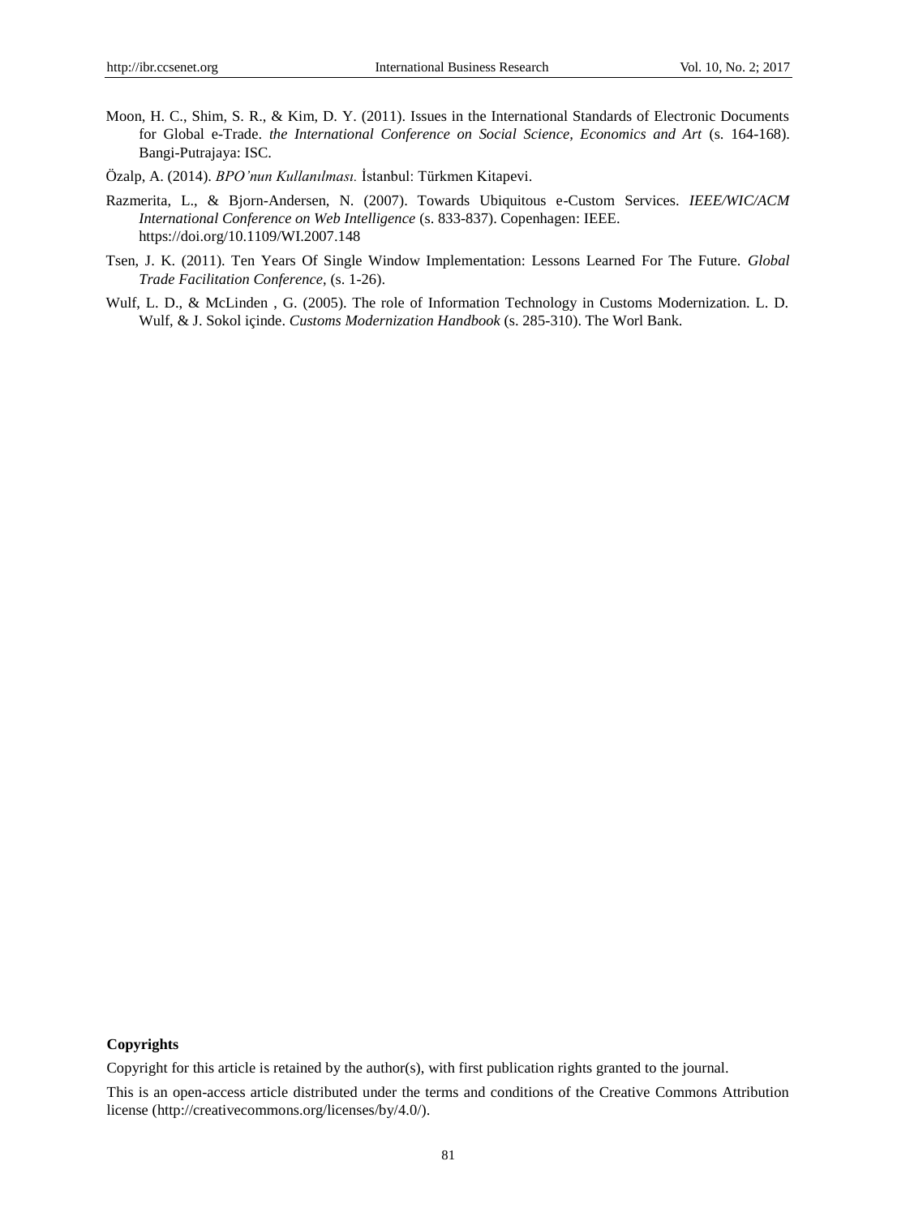Moon, H. C., Shim, S. R., & Kim, D. Y. (2011). Issues in the International Standards of Electronic Documents for Global e-Trade. *the International Conference on Social Science, Economics and Art* (s. 164-168). Bangi-Putrajaya: ISC.

Özalp, A. (2014). *BPO'nun Kullanılması.* İstanbul: Türkmen Kitapevi.

Razmerita, L., & Bjorn-Andersen, N. (2007). Towards Ubiquitous e-Custom Services. *IEEE/WIC/ACM International Conference on Web Intelligence* (s. 833-837). Copenhagen: IEEE. https://doi.org/10.1109/WI.2007.148

Tsen, J. K. (2011). Ten Years Of Single Window Implementation: Lessons Learned For The Future. *Global Trade Facilitation Conference*, (s. 1-26).

Wulf, L. D., & McLinden , G. (2005). The role of Information Technology in Customs Modernization. L. D. Wulf, & J. Sokol içinde. *Customs Modernization Handbook* (s. 285-310). The Worl Bank.

**Copyrights**

Copyright for this article is retained by the author(s), with first publication rights granted to the journal.

This is an open-access article distributed under the terms and conditions of the Creative Commons Attribution license (http://creativecommons.org/licenses/by/4.0/).